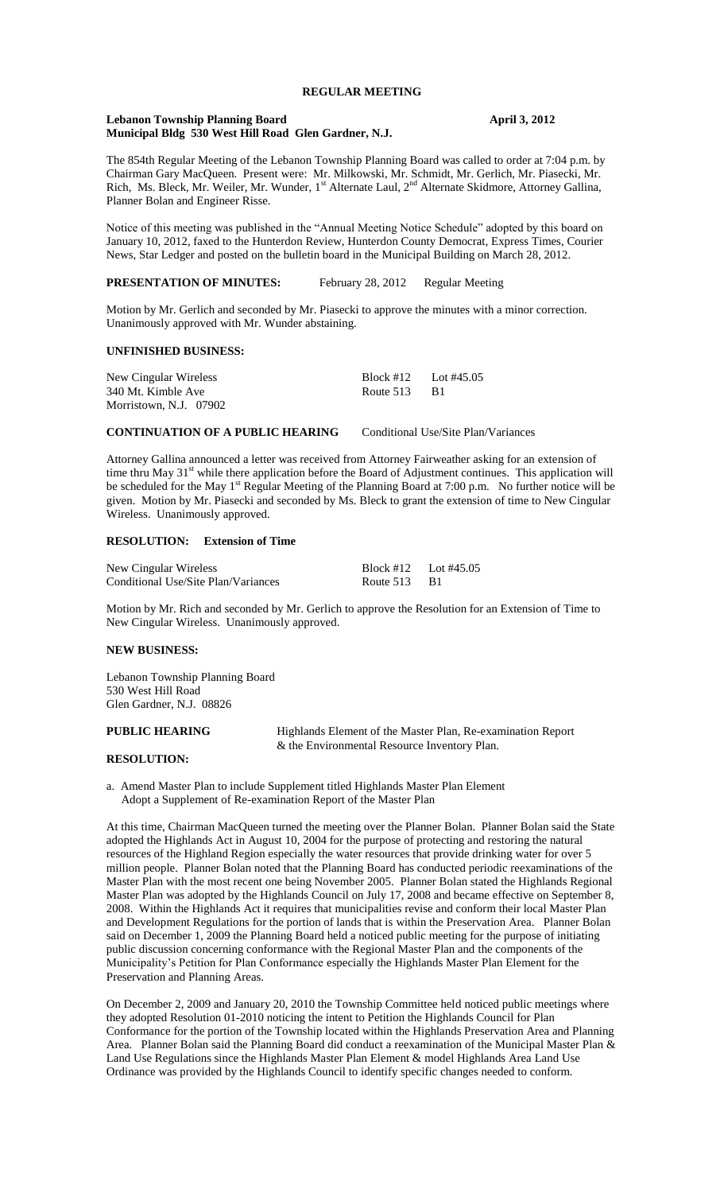## REGULAR MEETING

**Lebanon Township Planning Board** **April 3, 2012**
**Municipal Bldg 530 West Hill Road Glen Gardner, N.J.**

The 854th Regular Meeting of the Lebanon Township Planning Board was called to order at 7:04 p.m. by Chairman Gary MacQueen. Present were: Mr. Milkowski, Mr. Schmidt, Mr. Gerlich, Mr. Piasecki, Mr. Rich, Ms. Bleck, Mr. Weiler, Mr. Wunder, 1st Alternate Laul, 2nd Alternate Skidmore, Attorney Gallina, Planner Bolan and Engineer Risse.

Notice of this meeting was published in the "Annual Meeting Notice Schedule" adopted by this board on January 10, 2012, faxed to the Hunterdon Review, Hunterdon County Democrat, Express Times, Courier News, Star Ledger and posted on the bulletin board in the Municipal Building on March 28, 2012.

**PRESENTATION OF MINUTES:** February 28, 2012 Regular Meeting

Motion by Mr. Gerlich and seconded by Mr. Piasecki to approve the minutes with a minor correction. Unanimously approved with Mr. Wunder abstaining.

**UNFINISHED BUSINESS:**

| | | |
|---|---|---|
| New Cingular Wireless | Block #12 | Lot #45.05 |
| 340 Mt. Kimble Ave | Route 513 | B1 |
| Morristown, N.J. 07902 | | |

**CONTINUATION OF A PUBLIC HEARING** Conditional Use/Site Plan/Variances

Attorney Gallina announced a letter was received from Attorney Fairweather asking for an extension of time thru May 31st while there application before the Board of Adjustment continues. This application will be scheduled for the May 1st Regular Meeting of the Planning Board at 7:00 p.m. No further notice will be given. Motion by Mr. Piasecki and seconded by Ms. Bleck to grant the extension of time to New Cingular Wireless. Unanimously approved.

**RESOLUTION: Extension of Time**

| | | |
|---|---|---|
| New Cingular Wireless | Block #12 | Lot #45.05 |
| Conditional Use/Site Plan/Variances | Route 513 | B1 |

Motion by Mr. Rich and seconded by Mr. Gerlich to approve the Resolution for an Extension of Time to New Cingular Wireless. Unanimously approved.

**NEW BUSINESS:**

Lebanon Township Planning Board
530 West Hill Road
Glen Gardner, N.J. 08826

**PUBLIC HEARING** Highlands Element of the Master Plan, Re-examination Report & the Environmental Resource Inventory Plan.

**RESOLUTION:**

a. Amend Master Plan to include Supplement titled Highlands Master Plan Element
Adopt a Supplement of Re-examination Report of the Master Plan

At this time, Chairman MacQueen turned the meeting over the Planner Bolan. Planner Bolan said the State adopted the Highlands Act in August 10, 2004 for the purpose of protecting and restoring the natural resources of the Highland Region especially the water resources that provide drinking water for over 5 million people. Planner Bolan noted that the Planning Board has conducted periodic reexaminations of the Master Plan with the most recent one being November 2005. Planner Bolan stated the Highlands Regional Master Plan was adopted by the Highlands Council on July 17, 2008 and became effective on September 8, 2008. Within the Highlands Act it requires that municipalities revise and conform their local Master Plan and Development Regulations for the portion of lands that is within the Preservation Area. Planner Bolan said on December 1, 2009 the Planning Board held a noticed public meeting for the purpose of initiating public discussion concerning conformance with the Regional Master Plan and the components of the Municipality's Petition for Plan Conformance especially the Highlands Master Plan Element for the Preservation and Planning Areas.

On December 2, 2009 and January 20, 2010 the Township Committee held noticed public meetings where they adopted Resolution 01-2010 noticing the intent to Petition the Highlands Council for Plan Conformance for the portion of the Township located within the Highlands Preservation Area and Planning Area. Planner Bolan said the Planning Board did conduct a reexamination of the Municipal Master Plan & Land Use Regulations since the Highlands Master Plan Element & model Highlands Area Land Use Ordinance was provided by the Highlands Council to identify specific changes needed to conform.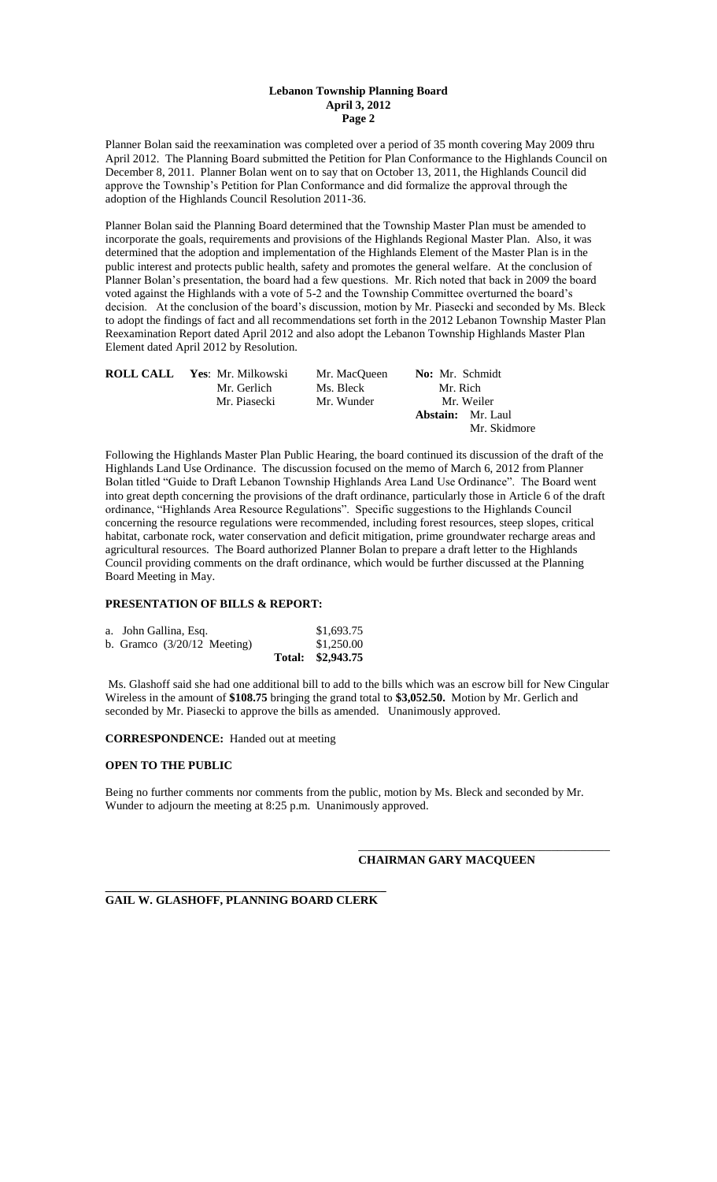Planner Bolan said the reexamination was completed over a period of 35 month covering May 2009 thru April 2012. The Planning Board submitted the Petition for Plan Conformance to the Highlands Council on December 8, 2011. Planner Bolan went on to say that on October 13, 2011, the Highlands Council did approve the Township's Petition for Plan Conformance and did formalize the approval through the adoption of the Highlands Council Resolution 2011-36.

Planner Bolan said the Planning Board determined that the Township Master Plan must be amended to incorporate the goals, requirements and provisions of the Highlands Regional Master Plan. Also, it was determined that the adoption and implementation of the Highlands Element of the Master Plan is in the public interest and protects public health, safety and promotes the general welfare. At the conclusion of Planner Bolan's presentation, the board had a few questions. Mr. Rich noted that back in 2009 the board voted against the Highlands with a vote of 5-2 and the Township Committee overturned the board's decision. At the conclusion of the board's discussion, motion by Mr. Piasecki and seconded by Ms. Bleck to adopt the findings of fact and all recommendations set forth in the 2012 Lebanon Township Master Plan Reexamination Report dated April 2012 and also adopt the Lebanon Township Highlands Master Plan Element dated April 2012 by Resolution.

| | | | | |
|---|---|---|---|---|
| **ROLL CALL** | **Yes**: Mr. Milkowski | Mr. MacQueen | **No:** Mr. Schmidt | |
| | Mr. Gerlich | Ms. Bleck | Mr. Rich | |
| | Mr. Piasecki | Mr. Wunder | Mr. Weiler | |
| | | | **Abstain:** Mr. Laul | |
| | | | Mr. Skidmore | |

Following the Highlands Master Plan Public Hearing, the board continued its discussion of the draft of the Highlands Land Use Ordinance. The discussion focused on the memo of March 6, 2012 from Planner Bolan titled "Guide to Draft Lebanon Township Highlands Area Land Use Ordinance". The Board went into great depth concerning the provisions of the draft ordinance, particularly those in Article 6 of the draft ordinance, "Highlands Area Resource Regulations". Specific suggestions to the Highlands Council concerning the resource regulations were recommended, including forest resources, steep slopes, critical habitat, carbonate rock, water conservation and deficit mitigation, prime groundwater recharge areas and agricultural resources. The Board authorized Planner Bolan to prepare a draft letter to the Highlands Council providing comments on the draft ordinance, which would be further discussed at the Planning Board Meeting in May.

**PRESENTATION OF BILLS & REPORT:**

| | | |
|---|---|---|
| a. John Gallina, Esq. | | $1,693.75 |
| b. Gramco (3/20/12 Meeting) | | $1,250.00 |
| | **Total:** | **$2,943.75** |

Ms. Glashoff said she had one additional bill to add to the bills which was an escrow bill for New Cingular Wireless in the amount of **$108.75** bringing the grand total to **$3,052.50.** Motion by Mr. Gerlich and seconded by Mr. Piasecki to approve the bills as amended. Unanimously approved.

**CORRESPONDENCE:** Handed out at meeting

**OPEN TO THE PUBLIC**

Being no further comments nor comments from the public, motion by Ms. Bleck and seconded by Mr. Wunder to adjourn the meeting at 8:25 p.m. Unanimously approved.

\_\_\_\_\_\_\_\_\_\_\_\_\_\_\_\_\_\_\_\_\_\_\_\_\_\_\_\_\_\_\_\_\_\_\_\_\_\_\_\_\_\_

**CHAIRMAN GARY MACQUEEN**

\_\_\_\_\_\_\_\_\_\_\_\_\_\_\_\_\_\_\_\_\_\_\_\_\_\_\_\_\_\_\_\_\_\_\_\_\_\_\_\_\_\_

**GAIL W. GLASHOFF, PLANNING BOARD CLERK**